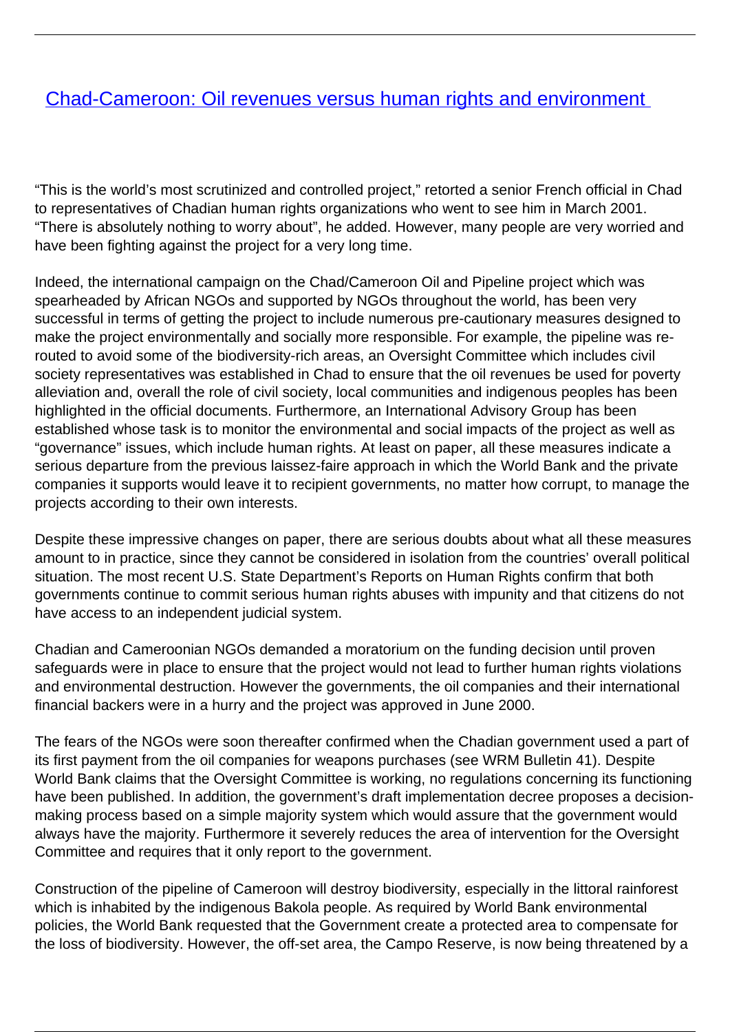# [Chad-Cameroon: Oil revenues versus human rights and environment]

"This is the world's most scrutinized and controlled project," retorted a senior French official in Chad to representatives of Chadian human rights organizations who went to see him in March 2001. "There is absolutely nothing to worry about", he added. However, many people are very worried and have been fighting against the project for a very long time.

Indeed, the international campaign on the Chad/Cameroon Oil and Pipeline project which was spearheaded by African NGOs and supported by NGOs throughout the world, has been very successful in terms of getting the project to include numerous pre-cautionary measures designed to make the project environmentally and socially more responsible. For example, the pipeline was re-routed to avoid some of the biodiversity-rich areas, an Oversight Committee which includes civil society representatives was established in Chad to ensure that the oil revenues be used for poverty alleviation and, overall the role of civil society, local communities and indigenous peoples has been highlighted in the official documents. Furthermore, an International Advisory Group has been established whose task is to monitor the environmental and social impacts of the project as well as "governance" issues, which include human rights. At least on paper, all these measures indicate a serious departure from the previous laissez-faire approach in which the World Bank and the private companies it supports would leave it to recipient governments, no matter how corrupt, to manage the projects according to their own interests.

Despite these impressive changes on paper, there are serious doubts about what all these measures amount to in practice, since they cannot be considered in isolation from the countries' overall political situation. The most recent U.S. State Department's Reports on Human Rights confirm that both governments continue to commit serious human rights abuses with impunity and that citizens do not have access to an independent judicial system.

Chadian and Cameroonian NGOs demanded a moratorium on the funding decision until proven safeguards were in place to ensure that the project would not lead to further human rights violations and environmental destruction. However the governments, the oil companies and their international financial backers were in a hurry and the project was approved in June 2000.

The fears of the NGOs were soon thereafter confirmed when the Chadian government used a part of its first payment from the oil companies for weapons purchases (see WRM Bulletin 41). Despite World Bank claims that the Oversight Committee is working, no regulations concerning its functioning have been published. In addition, the government's draft implementation decree proposes a decision-making process based on a simple majority system which would assure that the government would always have the majority. Furthermore it severely reduces the area of intervention for the Oversight Committee and requires that it only report to the government.

Construction of the pipeline of Cameroon will destroy biodiversity, especially in the littoral rainforest which is inhabited by the indigenous Bakola people. As required by World Bank environmental policies, the World Bank requested that the Government create a protected area to compensate for the loss of biodiversity. However, the off-set area, the Campo Reserve, is now being threatened by a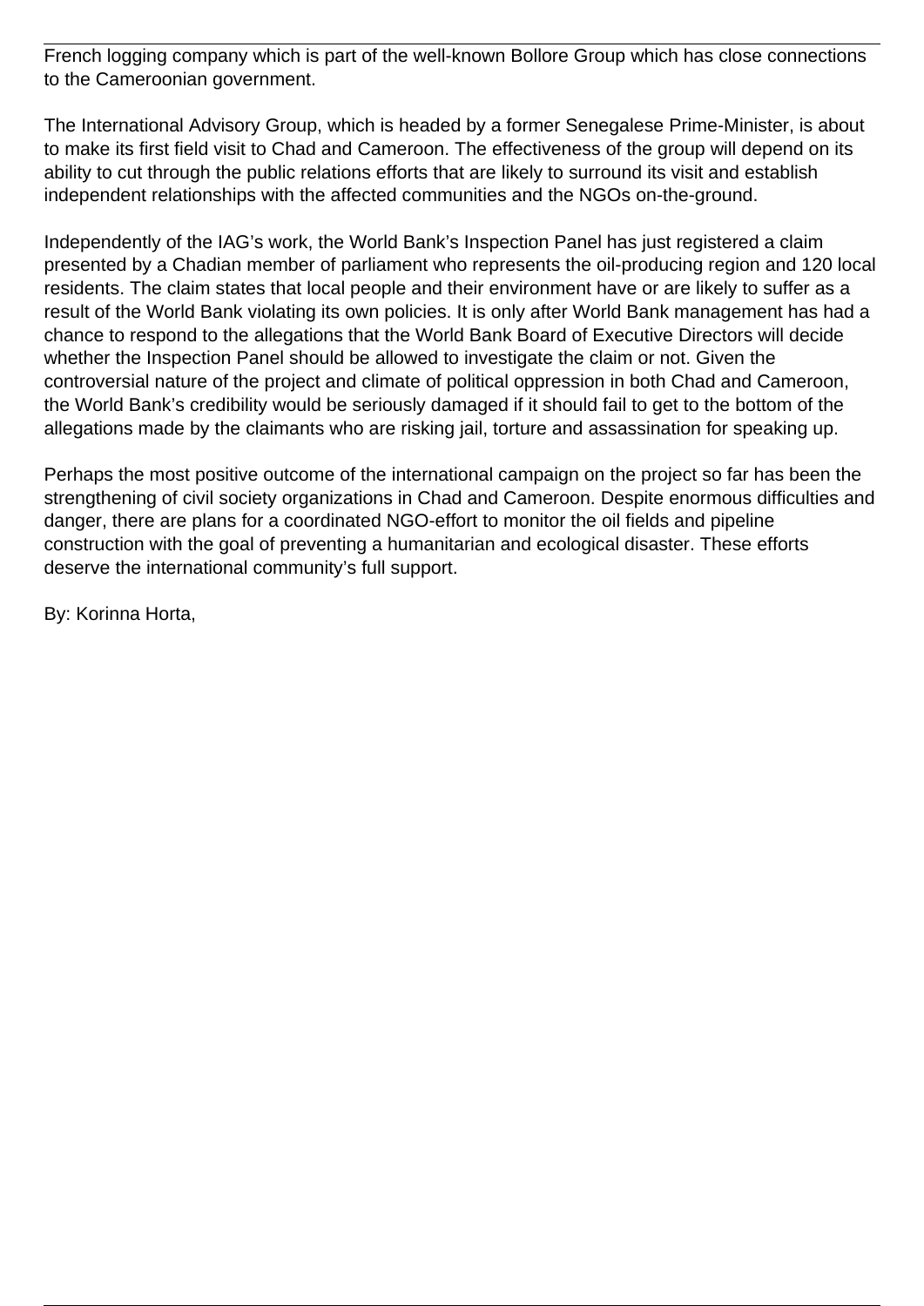French logging company which is part of the well-known Bollore Group which has close connections to the Cameroonian government.

The International Advisory Group, which is headed by a former Senegalese Prime-Minister, is about to make its first field visit to Chad and Cameroon. The effectiveness of the group will depend on its ability to cut through the public relations efforts that are likely to surround its visit and establish independent relationships with the affected communities and the NGOs on-the-ground.

Independently of the IAG's work, the World Bank's Inspection Panel has just registered a claim presented by a Chadian member of parliament who represents the oil-producing region and 120 local residents. The claim states that local people and their environment have or are likely to suffer as a result of the World Bank violating its own policies. It is only after World Bank management has had a chance to respond to the allegations that the World Bank Board of Executive Directors will decide whether the Inspection Panel should be allowed to investigate the claim or not. Given the controversial nature of the project and climate of political oppression in both Chad and Cameroon, the World Bank's credibility would be seriously damaged if it should fail to get to the bottom of the allegations made by the claimants who are risking jail, torture and assassination for speaking up.

Perhaps the most positive outcome of the international campaign on the project so far has been the strengthening of civil society organizations in Chad and Cameroon. Despite enormous difficulties and danger, there are plans for a coordinated NGO-effort to monitor the oil fields and pipeline construction with the goal of preventing a humanitarian and ecological disaster. These efforts deserve the international community's full support.

By: Korinna Horta,